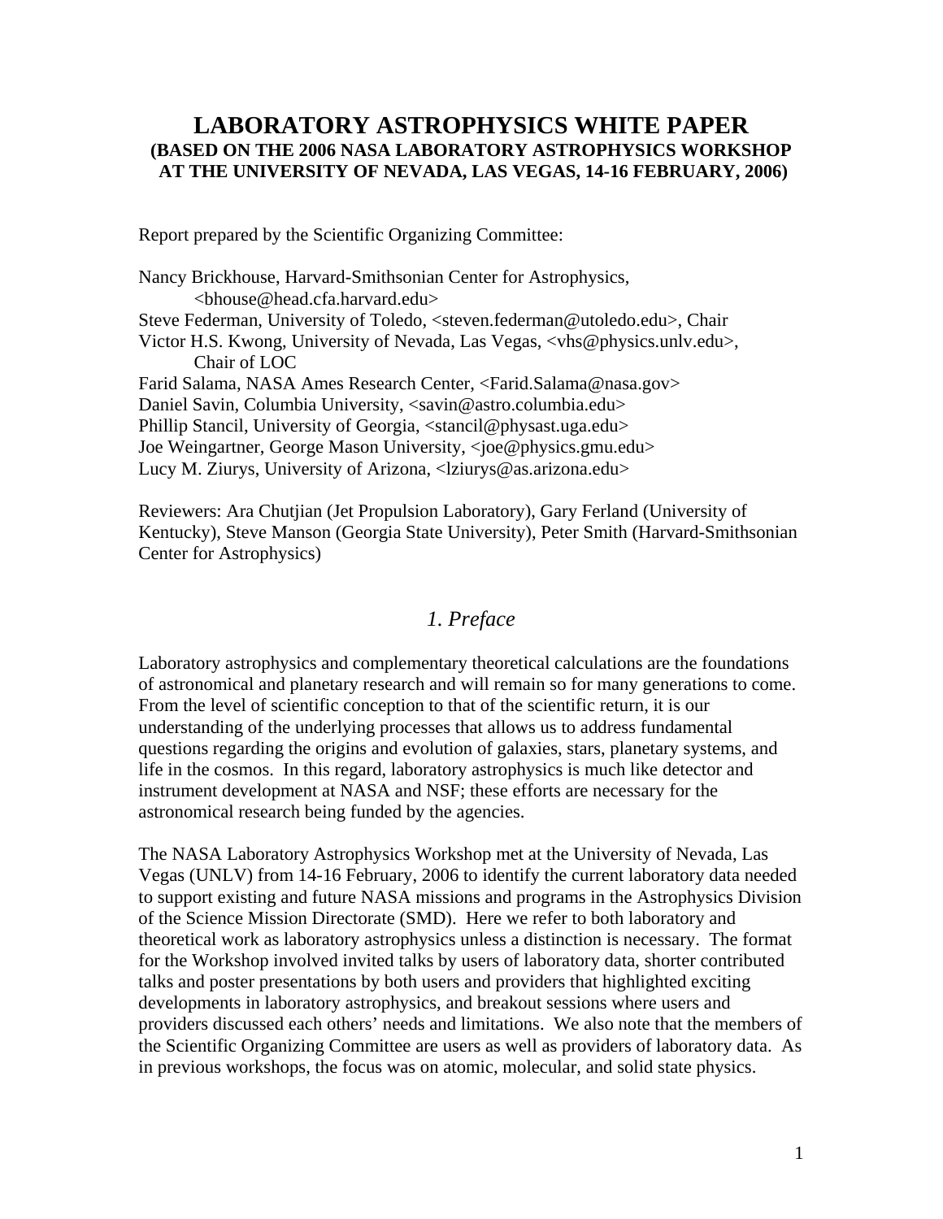# LABORATORY ASTROPHYSICS WHITE PAPER

**(BASED ON THE 2006 NASA LABORATORY ASTROPHYSICS WORKSHOP AT THE UNIVERSITY OF NEVADA, LAS VEGAS, 14-16 FEBRUARY, 2006)**

Report prepared by the Scientific Organizing Committee:

Nancy Brickhouse, Harvard-Smithsonian Center for Astrophysics, <bhouse@head.cfa.harvard.edu>
Steve Federman, University of Toledo, <steven.federman@utoledo.edu>, Chair
Victor H.S. Kwong, University of Nevada, Las Vegas, <vhs@physics.unlv.edu>, Chair of LOC
Farid Salama, NASA Ames Research Center, <Farid.Salama@nasa.gov>
Daniel Savin, Columbia University, <savin@astro.columbia.edu>
Phillip Stancil, University of Georgia, <stancil@physast.uga.edu>
Joe Weingartner, George Mason University, <joe@physics.gmu.edu>
Lucy M. Ziurys, University of Arizona, <lziurys@as.arizona.edu>

Reviewers: Ara Chutjian (Jet Propulsion Laboratory), Gary Ferland (University of Kentucky), Steve Manson (Georgia State University), Peter Smith (Harvard-Smithsonian Center for Astrophysics)

## *1. Preface*

Laboratory astrophysics and complementary theoretical calculations are the foundations of astronomical and planetary research and will remain so for many generations to come. From the level of scientific conception to that of the scientific return, it is our understanding of the underlying processes that allows us to address fundamental questions regarding the origins and evolution of galaxies, stars, planetary systems, and life in the cosmos. In this regard, laboratory astrophysics is much like detector and instrument development at NASA and NSF; these efforts are necessary for the astronomical research being funded by the agencies.

The NASA Laboratory Astrophysics Workshop met at the University of Nevada, Las Vegas (UNLV) from 14-16 February, 2006 to identify the current laboratory data needed to support existing and future NASA missions and programs in the Astrophysics Division of the Science Mission Directorate (SMD). Here we refer to both laboratory and theoretical work as laboratory astrophysics unless a distinction is necessary. The format for the Workshop involved invited talks by users of laboratory data, shorter contributed talks and poster presentations by both users and providers that highlighted exciting developments in laboratory astrophysics, and breakout sessions where users and providers discussed each others' needs and limitations. We also note that the members of the Scientific Organizing Committee are users as well as providers of laboratory data. As in previous workshops, the focus was on atomic, molecular, and solid state physics.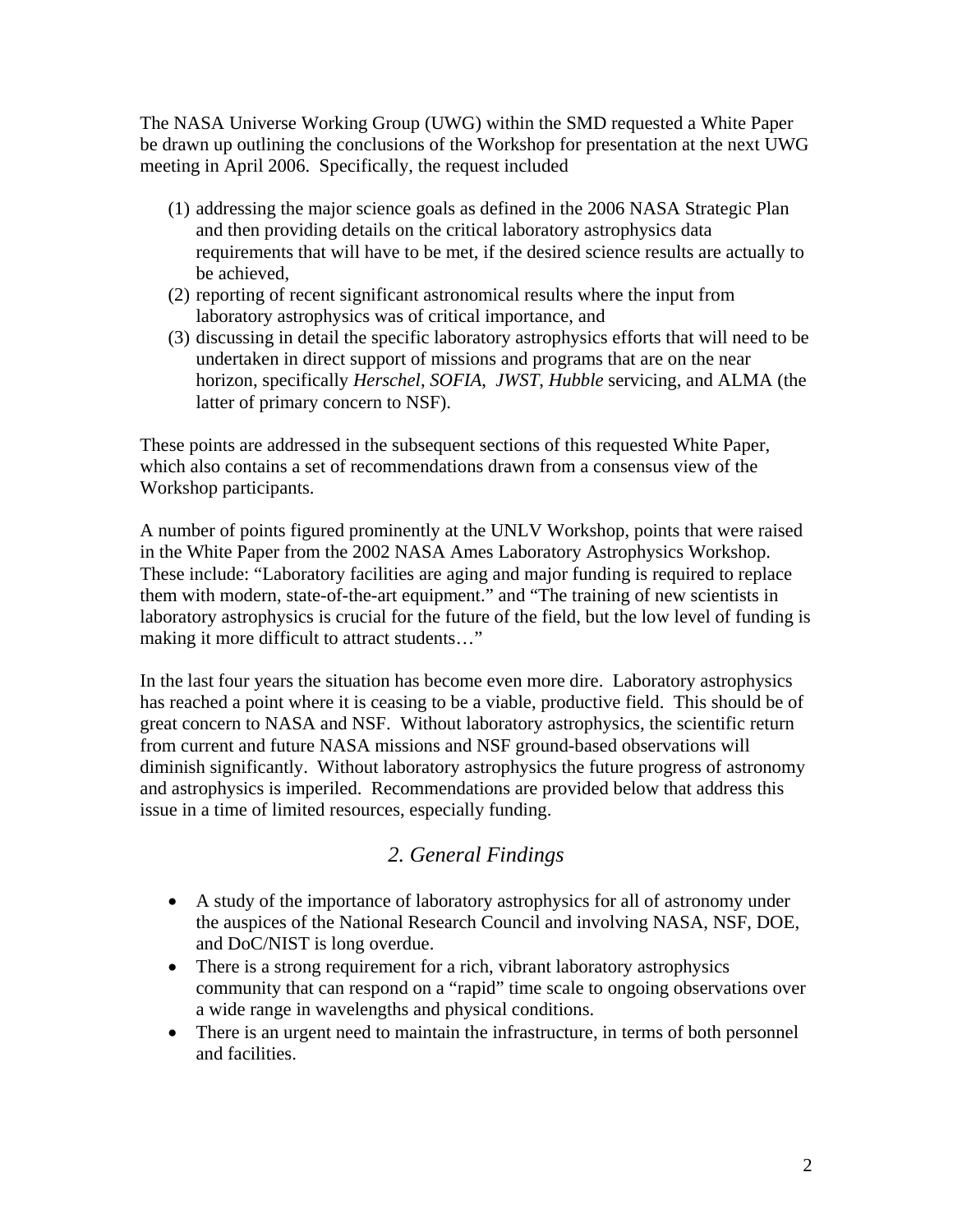The NASA Universe Working Group (UWG) within the SMD requested a White Paper be drawn up outlining the conclusions of the Workshop for presentation at the next UWG meeting in April 2006. Specifically, the request included

(1) addressing the major science goals as defined in the 2006 NASA Strategic Plan and then providing details on the critical laboratory astrophysics data requirements that will have to be met, if the desired science results are actually to be achieved,
(2) reporting of recent significant astronomical results where the input from laboratory astrophysics was of critical importance, and
(3) discussing in detail the specific laboratory astrophysics efforts that will need to be undertaken in direct support of missions and programs that are on the near horizon, specifically *Herschel*, *SOFIA*, *JWST*, *Hubble* servicing, and ALMA (the latter of primary concern to NSF).

These points are addressed in the subsequent sections of this requested White Paper, which also contains a set of recommendations drawn from a consensus view of the Workshop participants.

A number of points figured prominently at the UNLV Workshop, points that were raised in the White Paper from the 2002 NASA Ames Laboratory Astrophysics Workshop. These include: "Laboratory facilities are aging and major funding is required to replace them with modern, state-of-the-art equipment." and "The training of new scientists in laboratory astrophysics is crucial for the future of the field, but the low level of funding is making it more difficult to attract students…"

In the last four years the situation has become even more dire. Laboratory astrophysics has reached a point where it is ceasing to be a viable, productive field. This should be of great concern to NASA and NSF. Without laboratory astrophysics, the scientific return from current and future NASA missions and NSF ground-based observations will diminish significantly. Without laboratory astrophysics the future progress of astronomy and astrophysics is imperiled. Recommendations are provided below that address this issue in a time of limited resources, especially funding.

## *2. General Findings*

- A study of the importance of laboratory astrophysics for all of astronomy under the auspices of the National Research Council and involving NASA, NSF, DOE, and DoC/NIST is long overdue.
- There is a strong requirement for a rich, vibrant laboratory astrophysics community that can respond on a "rapid" time scale to ongoing observations over a wide range in wavelengths and physical conditions.
- There is an urgent need to maintain the infrastructure, in terms of both personnel and facilities.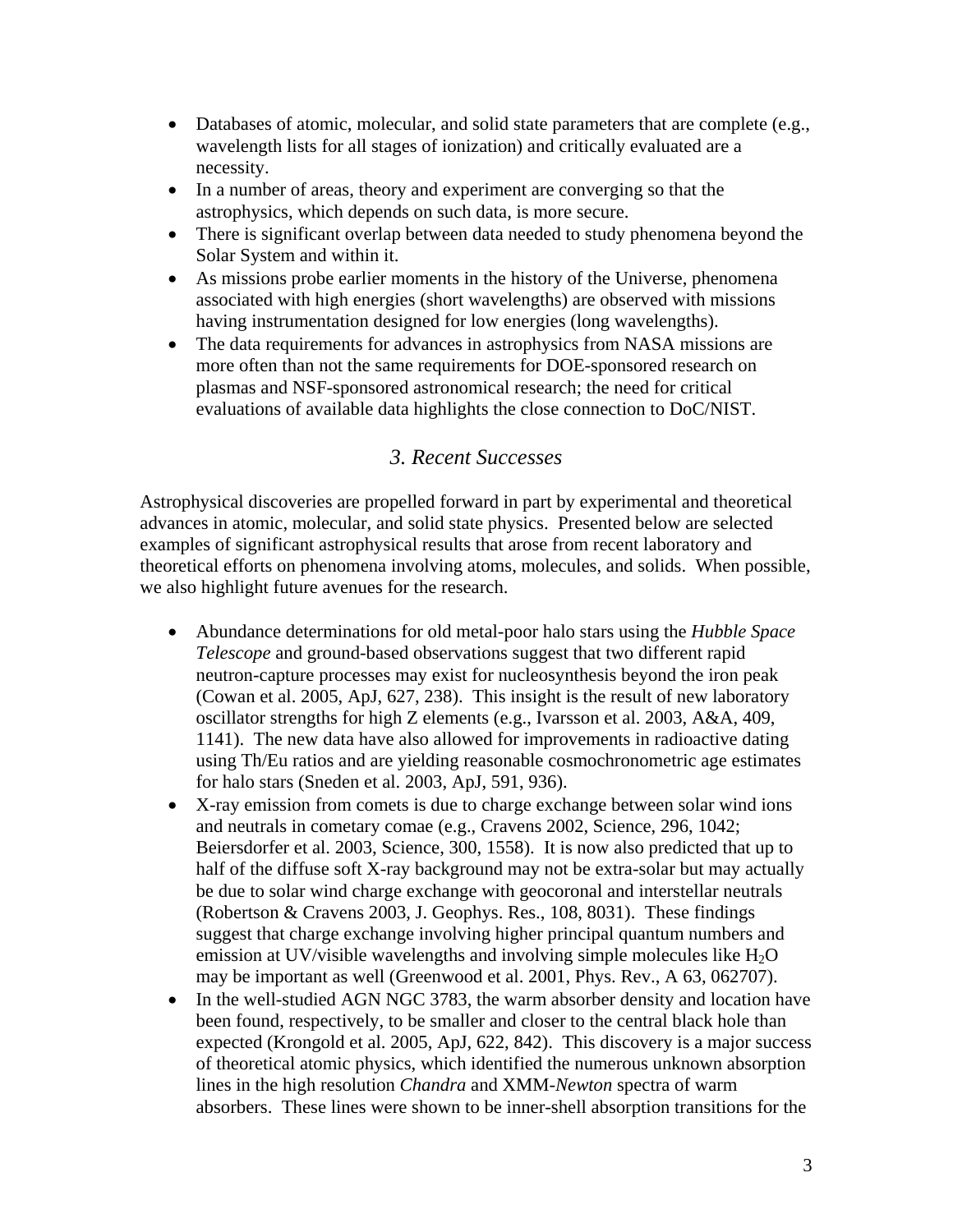- Databases of atomic, molecular, and solid state parameters that are complete (e.g., wavelength lists for all stages of ionization) and critically evaluated are a necessity.
- In a number of areas, theory and experiment are converging so that the astrophysics, which depends on such data, is more secure.
- There is significant overlap between data needed to study phenomena beyond the Solar System and within it.
- As missions probe earlier moments in the history of the Universe, phenomena associated with high energies (short wavelengths) are observed with missions having instrumentation designed for low energies (long wavelengths).
- The data requirements for advances in astrophysics from NASA missions are more often than not the same requirements for DOE-sponsored research on plasmas and NSF-sponsored astronomical research; the need for critical evaluations of available data highlights the close connection to DoC/NIST.

## *3. Recent Successes*

Astrophysical discoveries are propelled forward in part by experimental and theoretical advances in atomic, molecular, and solid state physics. Presented below are selected examples of significant astrophysical results that arose from recent laboratory and theoretical efforts on phenomena involving atoms, molecules, and solids. When possible, we also highlight future avenues for the research.

- Abundance determinations for old metal-poor halo stars using the *Hubble Space Telescope* and ground-based observations suggest that two different rapid neutron-capture processes may exist for nucleosynthesis beyond the iron peak (Cowan et al. 2005, ApJ, 627, 238). This insight is the result of new laboratory oscillator strengths for high Z elements (e.g., Ivarsson et al. 2003, A&A, 409, 1141). The new data have also allowed for improvements in radioactive dating using Th/Eu ratios and are yielding reasonable cosmochronometric age estimates for halo stars (Sneden et al. 2003, ApJ, 591, 936).
- X-ray emission from comets is due to charge exchange between solar wind ions and neutrals in cometary comae (e.g., Cravens 2002, Science, 296, 1042; Beiersdorfer et al. 2003, Science, 300, 1558). It is now also predicted that up to half of the diffuse soft X-ray background may not be extra-solar but may actually be due to solar wind charge exchange with geocoronal and interstellar neutrals (Robertson & Cravens 2003, J. Geophys. Res., 108, 8031). These findings suggest that charge exchange involving higher principal quantum numbers and emission at UV/visible wavelengths and involving simple molecules like $H_2O$ may be important as well (Greenwood et al. 2001, Phys. Rev., A 63, 062707).
- In the well-studied AGN NGC 3783, the warm absorber density and location have been found, respectively, to be smaller and closer to the central black hole than expected (Krongold et al. 2005, ApJ, 622, 842). This discovery is a major success of theoretical atomic physics, which identified the numerous unknown absorption lines in the high resolution *Chandra* and XMM-*Newton* spectra of warm absorbers. These lines were shown to be inner-shell absorption transitions for the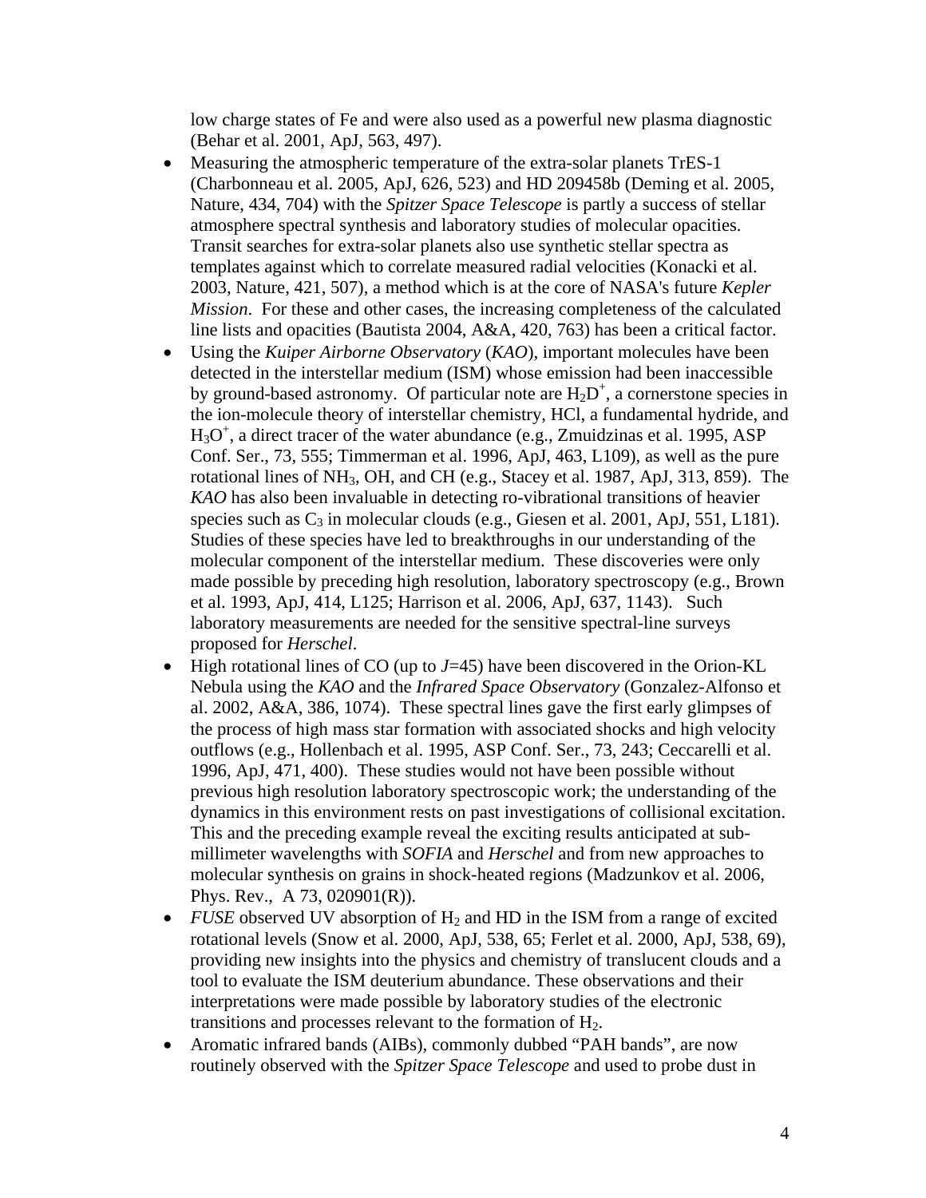low charge states of Fe and were also used as a powerful new plasma diagnostic (Behar et al. 2001, ApJ, 563, 497).

- Measuring the atmospheric temperature of the extra-solar planets TrES-1 (Charbonneau et al. 2005, ApJ, 626, 523) and HD 209458b (Deming et al. 2005, Nature, 434, 704) with the *Spitzer Space Telescope* is partly a success of stellar atmosphere spectral synthesis and laboratory studies of molecular opacities. Transit searches for extra-solar planets also use synthetic stellar spectra as templates against which to correlate measured radial velocities (Konacki et al. 2003, Nature, 421, 507), a method which is at the core of NASA's future *Kepler Mission*. For these and other cases, the increasing completeness of the calculated line lists and opacities (Bautista 2004, A&A, 420, 763) has been a critical factor.
- Using the *Kuiper Airborne Observatory* (*KAO*), important molecules have been detected in the interstellar medium (ISM) whose emission had been inaccessible by ground-based astronomy. Of particular note are $H_2D^+$, a cornerstone species in the ion-molecule theory of interstellar chemistry, HCl, a fundamental hydride, and $H_3O^+$, a direct tracer of the water abundance (e.g., Zmuidzinas et al. 1995, ASP Conf. Ser., 73, 555; Timmerman et al. 1996, ApJ, 463, L109), as well as the pure rotational lines of $NH_3$, OH, and CH (e.g., Stacey et al. 1987, ApJ, 313, 859). The *KAO* has also been invaluable in detecting ro-vibrational transitions of heavier species such as $C_3$ in molecular clouds (e.g., Giesen et al. 2001, ApJ, 551, L181). Studies of these species have led to breakthroughs in our understanding of the molecular component of the interstellar medium. These discoveries were only made possible by preceding high resolution, laboratory spectroscopy (e.g., Brown et al. 1993, ApJ, 414, L125; Harrison et al. 2006, ApJ, 637, 1143). Such laboratory measurements are needed for the sensitive spectral-line surveys proposed for *Herschel*.
- High rotational lines of CO (up to $J$=45) have been discovered in the Orion-KL Nebula using the *KAO* and the *Infrared Space Observatory* (Gonzalez-Alfonso et al. 2002, A&A, 386, 1074). These spectral lines gave the first early glimpses of the process of high mass star formation with associated shocks and high velocity outflows (e.g., Hollenbach et al. 1995, ASP Conf. Ser., 73, 243; Ceccarelli et al. 1996, ApJ, 471, 400). These studies would not have been possible without previous high resolution laboratory spectroscopic work; the understanding of the dynamics in this environment rests on past investigations of collisional excitation. This and the preceding example reveal the exciting results anticipated at sub-millimeter wavelengths with *SOFIA* and *Herschel* and from new approaches to molecular synthesis on grains in shock-heated regions (Madzunkov et al. 2006, Phys. Rev., A 73, 020901(R)).
- *FUSE* observed UV absorption of $H_2$ and HD in the ISM from a range of excited rotational levels (Snow et al. 2000, ApJ, 538, 65; Ferlet et al. 2000, ApJ, 538, 69), providing new insights into the physics and chemistry of translucent clouds and a tool to evaluate the ISM deuterium abundance. These observations and their interpretations were made possible by laboratory studies of the electronic transitions and processes relevant to the formation of $H_2$.
- Aromatic infrared bands (AIBs), commonly dubbed "PAH bands", are now routinely observed with the *Spitzer Space Telescope* and used to probe dust in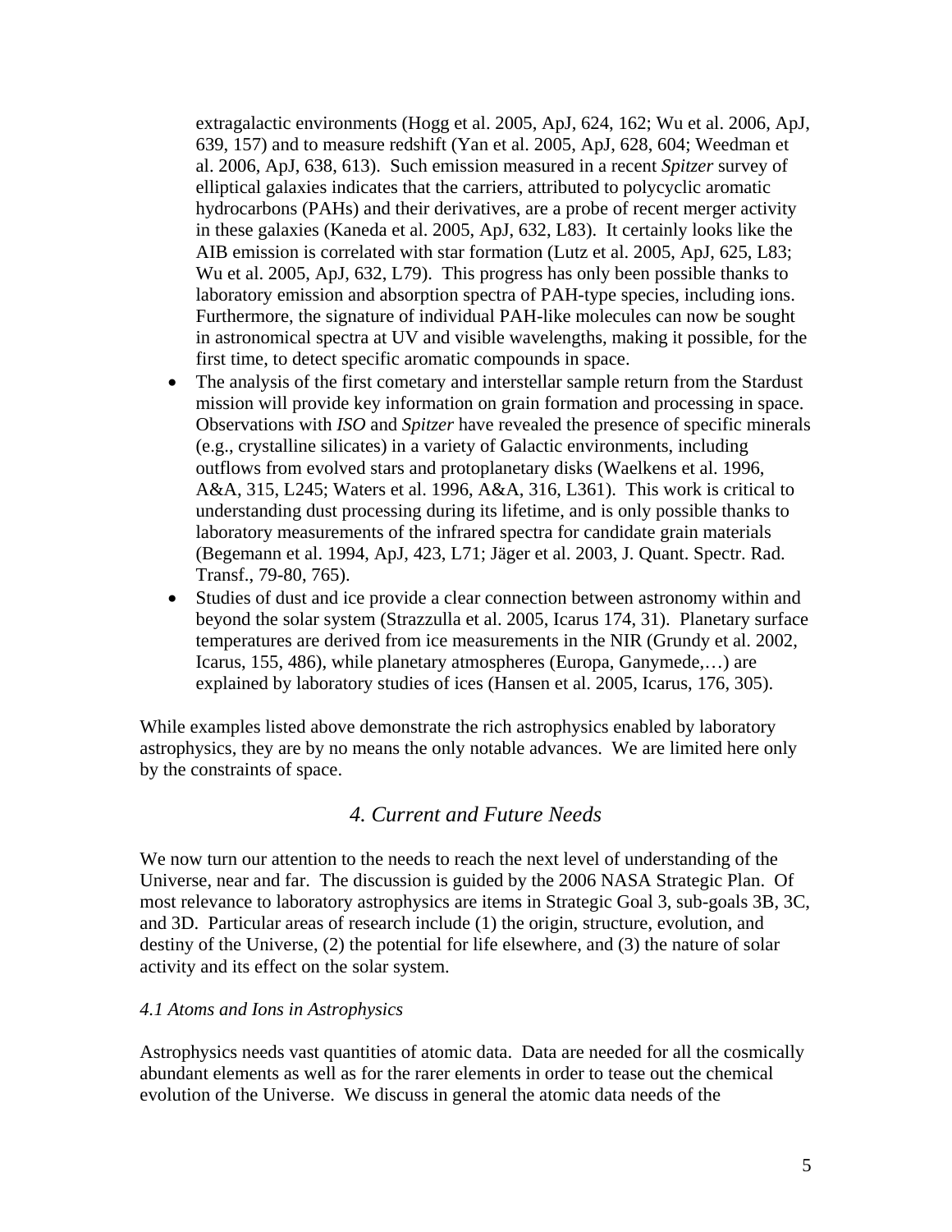extragalactic environments (Hogg et al. 2005, ApJ, 624, 162; Wu et al. 2006, ApJ, 639, 157) and to measure redshift (Yan et al. 2005, ApJ, 628, 604; Weedman et al. 2006, ApJ, 638, 613). Such emission measured in a recent *Spitzer* survey of elliptical galaxies indicates that the carriers, attributed to polycyclic aromatic hydrocarbons (PAHs) and their derivatives, are a probe of recent merger activity in these galaxies (Kaneda et al. 2005, ApJ, 632, L83). It certainly looks like the AIB emission is correlated with star formation (Lutz et al. 2005, ApJ, 625, L83; Wu et al. 2005, ApJ, 632, L79). This progress has only been possible thanks to laboratory emission and absorption spectra of PAH-type species, including ions. Furthermore, the signature of individual PAH-like molecules can now be sought in astronomical spectra at UV and visible wavelengths, making it possible, for the first time, to detect specific aromatic compounds in space.

- The analysis of the first cometary and interstellar sample return from the Stardust mission will provide key information on grain formation and processing in space. Observations with *ISO* and *Spitzer* have revealed the presence of specific minerals (e.g., crystalline silicates) in a variety of Galactic environments, including outflows from evolved stars and protoplanetary disks (Waelkens et al. 1996, A&A, 315, L245; Waters et al. 1996, A&A, 316, L361). This work is critical to understanding dust processing during its lifetime, and is only possible thanks to laboratory measurements of the infrared spectra for candidate grain materials (Begemann et al. 1994, ApJ, 423, L71; Jäger et al. 2003, J. Quant. Spectr. Rad. Transf., 79-80, 765).
- Studies of dust and ice provide a clear connection between astronomy within and beyond the solar system (Strazzulla et al. 2005, Icarus 174, 31). Planetary surface temperatures are derived from ice measurements in the NIR (Grundy et al. 2002, Icarus, 155, 486), while planetary atmospheres (Europa, Ganymede,…) are explained by laboratory studies of ices (Hansen et al. 2005, Icarus, 176, 305).

While examples listed above demonstrate the rich astrophysics enabled by laboratory astrophysics, they are by no means the only notable advances. We are limited here only by the constraints of space.

## *4. Current and Future Needs*

We now turn our attention to the needs to reach the next level of understanding of the Universe, near and far. The discussion is guided by the 2006 NASA Strategic Plan. Of most relevance to laboratory astrophysics are items in Strategic Goal 3, sub-goals 3B, 3C, and 3D. Particular areas of research include (1) the origin, structure, evolution, and destiny of the Universe, (2) the potential for life elsewhere, and (3) the nature of solar activity and its effect on the solar system.

### *4.1 Atoms and Ions in Astrophysics*

Astrophysics needs vast quantities of atomic data. Data are needed for all the cosmically abundant elements as well as for the rarer elements in order to tease out the chemical evolution of the Universe. We discuss in general the atomic data needs of the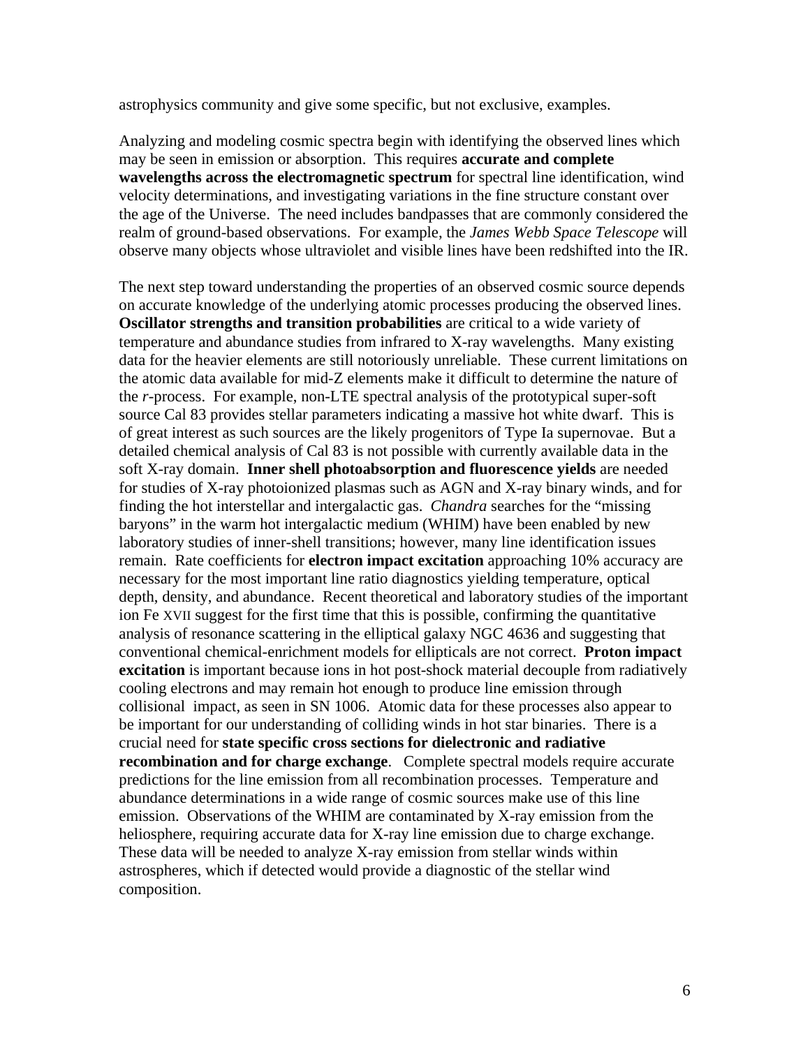astrophysics community and give some specific, but not exclusive, examples.

Analyzing and modeling cosmic spectra begin with identifying the observed lines which may be seen in emission or absorption. This requires **accurate and complete wavelengths across the electromagnetic spectrum** for spectral line identification, wind velocity determinations, and investigating variations in the fine structure constant over the age of the Universe. The need includes bandpasses that are commonly considered the realm of ground-based observations. For example, the *James Webb Space Telescope* will observe many objects whose ultraviolet and visible lines have been redshifted into the IR.

The next step toward understanding the properties of an observed cosmic source depends on accurate knowledge of the underlying atomic processes producing the observed lines. **Oscillator strengths and transition probabilities** are critical to a wide variety of temperature and abundance studies from infrared to X-ray wavelengths. Many existing data for the heavier elements are still notoriously unreliable. These current limitations on the atomic data available for mid-Z elements make it difficult to determine the nature of the *r*-process. For example, non-LTE spectral analysis of the prototypical super-soft source Cal 83 provides stellar parameters indicating a massive hot white dwarf. This is of great interest as such sources are the likely progenitors of Type Ia supernovae. But a detailed chemical analysis of Cal 83 is not possible with currently available data in the soft X-ray domain. **Inner shell photoabsorption and fluorescence yields** are needed for studies of X-ray photoionized plasmas such as AGN and X-ray binary winds, and for finding the hot interstellar and intergalactic gas. *Chandra* searches for the "missing baryons" in the warm hot intergalactic medium (WHIM) have been enabled by new laboratory studies of inner-shell transitions; however, many line identification issues remain. Rate coefficients for **electron impact excitation** approaching 10% accuracy are necessary for the most important line ratio diagnostics yielding temperature, optical depth, density, and abundance. Recent theoretical and laboratory studies of the important ion Fe XVII suggest for the first time that this is possible, confirming the quantitative analysis of resonance scattering in the elliptical galaxy NGC 4636 and suggesting that conventional chemical-enrichment models for ellipticals are not correct. **Proton impact excitation** is important because ions in hot post-shock material decouple from radiatively cooling electrons and may remain hot enough to produce line emission through collisional impact, as seen in SN 1006. Atomic data for these processes also appear to be important for our understanding of colliding winds in hot star binaries. There is a crucial need for **state specific cross sections for dielectronic and radiative recombination and for charge exchange**. Complete spectral models require accurate predictions for the line emission from all recombination processes. Temperature and abundance determinations in a wide range of cosmic sources make use of this line emission. Observations of the WHIM are contaminated by X-ray emission from the heliosphere, requiring accurate data for X-ray line emission due to charge exchange. These data will be needed to analyze X-ray emission from stellar winds within astrospheres, which if detected would provide a diagnostic of the stellar wind composition.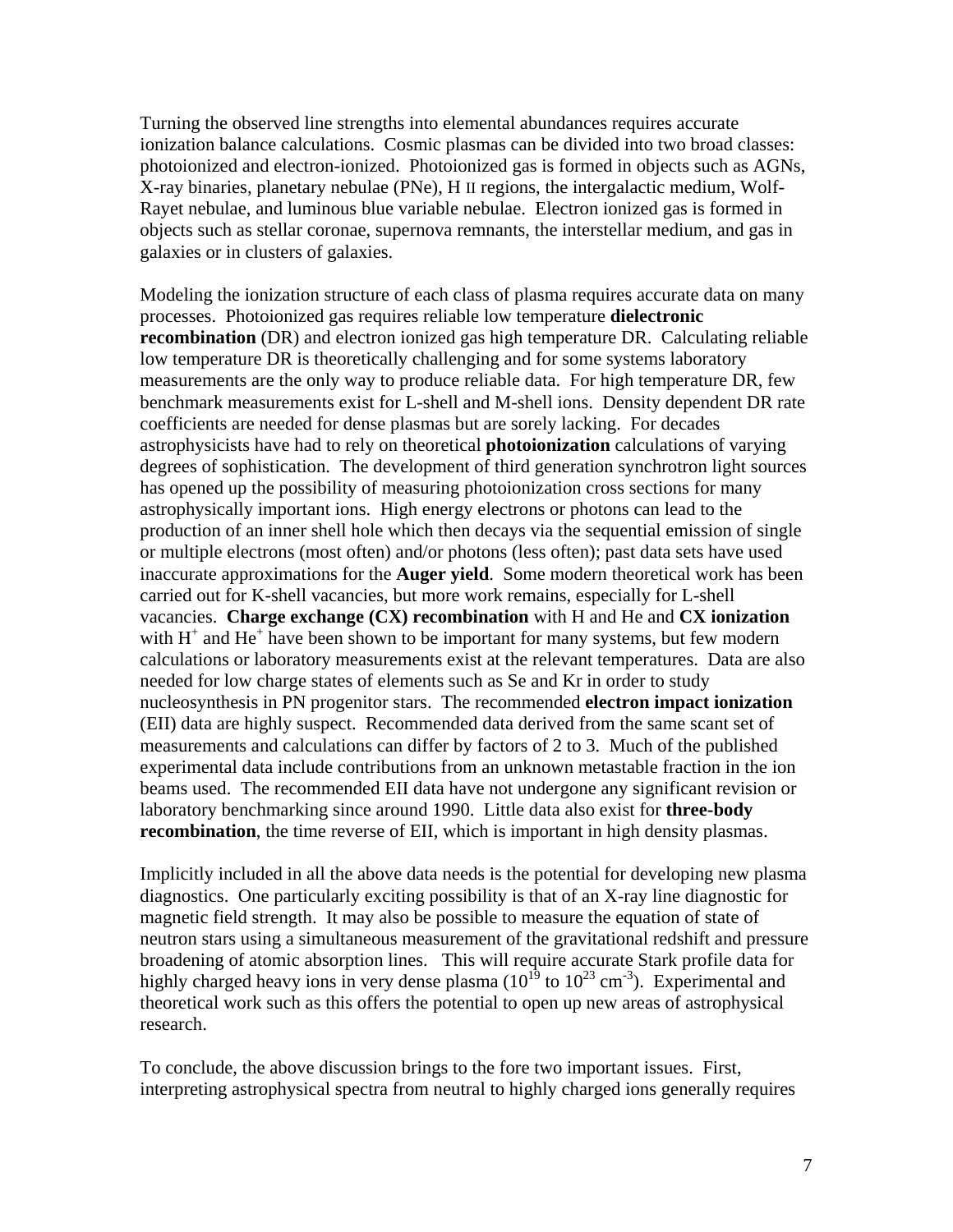Turning the observed line strengths into elemental abundances requires accurate ionization balance calculations. Cosmic plasmas can be divided into two broad classes: photoionized and electron-ionized. Photoionized gas is formed in objects such as AGNs, X-ray binaries, planetary nebulae (PNe), H II regions, the intergalactic medium, Wolf-Rayet nebulae, and luminous blue variable nebulae. Electron ionized gas is formed in objects such as stellar coronae, supernova remnants, the interstellar medium, and gas in galaxies or in clusters of galaxies.

Modeling the ionization structure of each class of plasma requires accurate data on many processes. Photoionized gas requires reliable low temperature **dielectronic recombination** (DR) and electron ionized gas high temperature DR. Calculating reliable low temperature DR is theoretically challenging and for some systems laboratory measurements are the only way to produce reliable data. For high temperature DR, few benchmark measurements exist for L-shell and M-shell ions. Density dependent DR rate coefficients are needed for dense plasmas but are sorely lacking. For decades astrophysicists have had to rely on theoretical **photoionization** calculations of varying degrees of sophistication. The development of third generation synchrotron light sources has opened up the possibility of measuring photoionization cross sections for many astrophysically important ions. High energy electrons or photons can lead to the production of an inner shell hole which then decays via the sequential emission of single or multiple electrons (most often) and/or photons (less often); past data sets have used inaccurate approximations for the **Auger yield**. Some modern theoretical work has been carried out for K-shell vacancies, but more work remains, especially for L-shell vacancies. **Charge exchange (CX) recombination** with H and He and **CX ionization** with $H^+$ and $He^+$ have been shown to be important for many systems, but few modern calculations or laboratory measurements exist at the relevant temperatures. Data are also needed for low charge states of elements such as Se and Kr in order to study nucleosynthesis in PN progenitor stars. The recommended **electron impact ionization** (EII) data are highly suspect. Recommended data derived from the same scant set of measurements and calculations can differ by factors of 2 to 3. Much of the published experimental data include contributions from an unknown metastable fraction in the ion beams used. The recommended EII data have not undergone any significant revision or laboratory benchmarking since around 1990. Little data also exist for **three-body recombination**, the time reverse of EII, which is important in high density plasmas.

Implicitly included in all the above data needs is the potential for developing new plasma diagnostics. One particularly exciting possibility is that of an X-ray line diagnostic for magnetic field strength. It may also be possible to measure the equation of state of neutron stars using a simultaneous measurement of the gravitational redshift and pressure broadening of atomic absorption lines. This will require accurate Stark profile data for highly charged heavy ions in very dense plasma ($10^{19}$ to $10^{23}$ cm$^{-3}$). Experimental and theoretical work such as this offers the potential to open up new areas of astrophysical research.

To conclude, the above discussion brings to the fore two important issues. First, interpreting astrophysical spectra from neutral to highly charged ions generally requires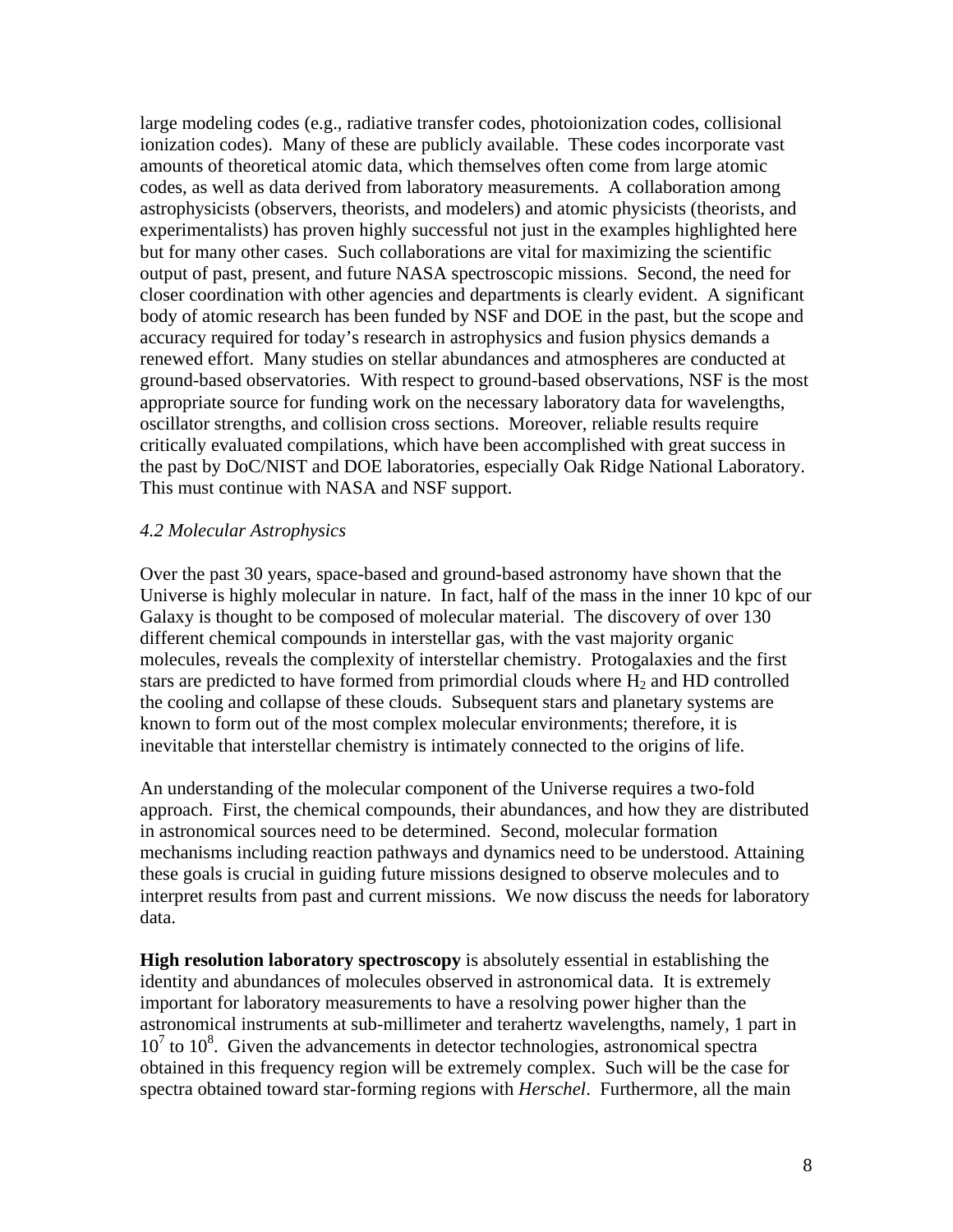large modeling codes (e.g., radiative transfer codes, photoionization codes, collisional ionization codes). Many of these are publicly available. These codes incorporate vast amounts of theoretical atomic data, which themselves often come from large atomic codes, as well as data derived from laboratory measurements. A collaboration among astrophysicists (observers, theorists, and modelers) and atomic physicists (theorists, and experimentalists) has proven highly successful not just in the examples highlighted here but for many other cases. Such collaborations are vital for maximizing the scientific output of past, present, and future NASA spectroscopic missions. Second, the need for closer coordination with other agencies and departments is clearly evident. A significant body of atomic research has been funded by NSF and DOE in the past, but the scope and accuracy required for today's research in astrophysics and fusion physics demands a renewed effort. Many studies on stellar abundances and atmospheres are conducted at ground-based observatories. With respect to ground-based observations, NSF is the most appropriate source for funding work on the necessary laboratory data for wavelengths, oscillator strengths, and collision cross sections. Moreover, reliable results require critically evaluated compilations, which have been accomplished with great success in the past by DoC/NIST and DOE laboratories, especially Oak Ridge National Laboratory. This must continue with NASA and NSF support.

### *4.2 Molecular Astrophysics*

Over the past 30 years, space-based and ground-based astronomy have shown that the Universe is highly molecular in nature. In fact, half of the mass in the inner 10 kpc of our Galaxy is thought to be composed of molecular material. The discovery of over 130 different chemical compounds in interstellar gas, with the vast majority organic molecules, reveals the complexity of interstellar chemistry. Protogalaxies and the first stars are predicted to have formed from primordial clouds where $H_2$ and HD controlled the cooling and collapse of these clouds. Subsequent stars and planetary systems are known to form out of the most complex molecular environments; therefore, it is inevitable that interstellar chemistry is intimately connected to the origins of life.

An understanding of the molecular component of the Universe requires a two-fold approach. First, the chemical compounds, their abundances, and how they are distributed in astronomical sources need to be determined. Second, molecular formation mechanisms including reaction pathways and dynamics need to be understood. Attaining these goals is crucial in guiding future missions designed to observe molecules and to interpret results from past and current missions. We now discuss the needs for laboratory data.

**High resolution laboratory spectroscopy** is absolutely essential in establishing the identity and abundances of molecules observed in astronomical data. It is extremely important for laboratory measurements to have a resolving power higher than the astronomical instruments at sub-millimeter and terahertz wavelengths, namely, 1 part in $10^7$ to $10^8$. Given the advancements in detector technologies, astronomical spectra obtained in this frequency region will be extremely complex. Such will be the case for spectra obtained toward star-forming regions with *Herschel*. Furthermore, all the main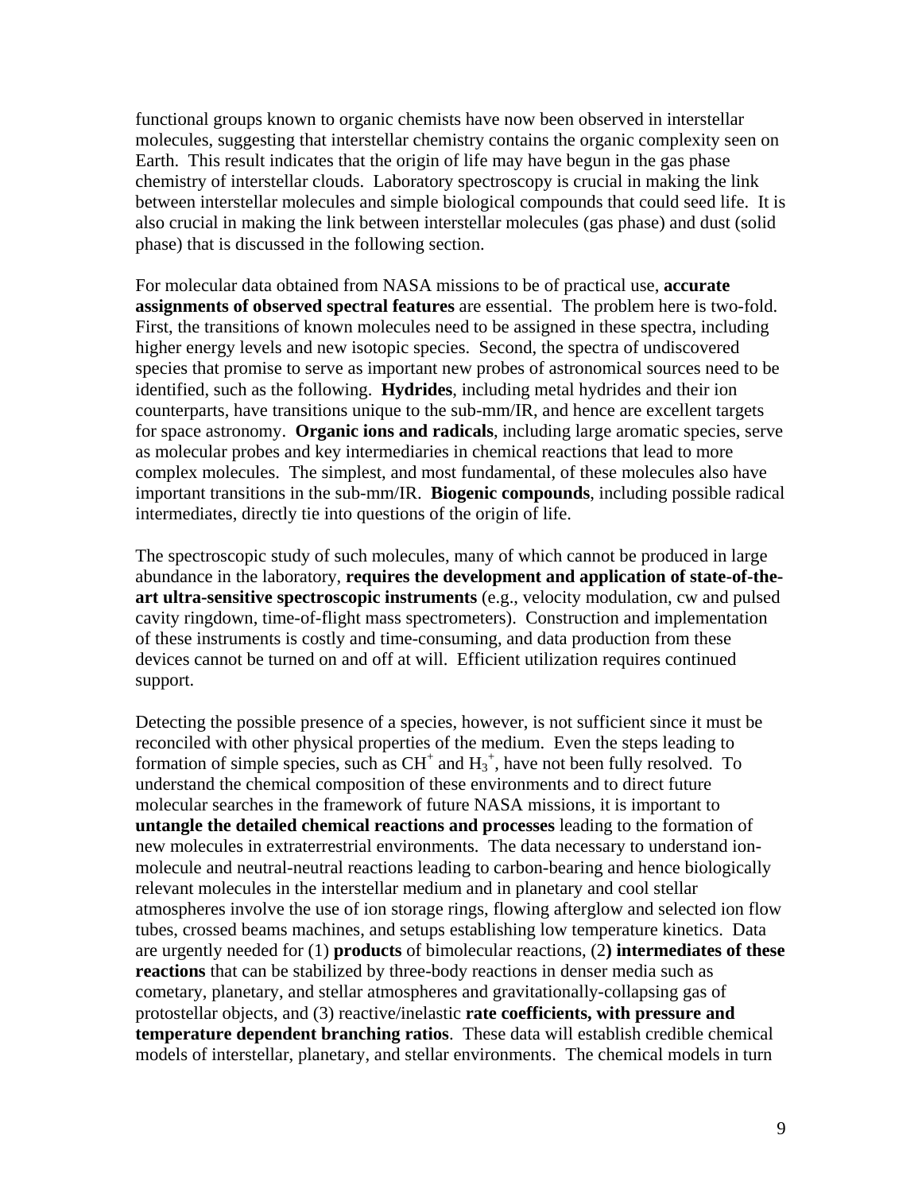functional groups known to organic chemists have now been observed in interstellar molecules, suggesting that interstellar chemistry contains the organic complexity seen on Earth. This result indicates that the origin of life may have begun in the gas phase chemistry of interstellar clouds. Laboratory spectroscopy is crucial in making the link between interstellar molecules and simple biological compounds that could seed life. It is also crucial in making the link between interstellar molecules (gas phase) and dust (solid phase) that is discussed in the following section.

For molecular data obtained from NASA missions to be of practical use, **accurate assignments of observed spectral features** are essential. The problem here is two-fold. First, the transitions of known molecules need to be assigned in these spectra, including higher energy levels and new isotopic species. Second, the spectra of undiscovered species that promise to serve as important new probes of astronomical sources need to be identified, such as the following. **Hydrides**, including metal hydrides and their ion counterparts, have transitions unique to the sub-mm/IR, and hence are excellent targets for space astronomy. **Organic ions and radicals**, including large aromatic species, serve as molecular probes and key intermediaries in chemical reactions that lead to more complex molecules. The simplest, and most fundamental, of these molecules also have important transitions in the sub-mm/IR. **Biogenic compounds**, including possible radical intermediates, directly tie into questions of the origin of life.

The spectroscopic study of such molecules, many of which cannot be produced in large abundance in the laboratory, **requires the development and application of state-of-the-art ultra-sensitive spectroscopic instruments** (e.g., velocity modulation, cw and pulsed cavity ringdown, time-of-flight mass spectrometers). Construction and implementation of these instruments is costly and time-consuming, and data production from these devices cannot be turned on and off at will. Efficient utilization requires continued support.

Detecting the possible presence of a species, however, is not sufficient since it must be reconciled with other physical properties of the medium. Even the steps leading to formation of simple species, such as $CH^+$ and $H_3^+$, have not been fully resolved. To understand the chemical composition of these environments and to direct future molecular searches in the framework of future NASA missions, it is important to **untangle the detailed chemical reactions and processes** leading to the formation of new molecules in extraterrestrial environments. The data necessary to understand ion-molecule and neutral-neutral reactions leading to carbon-bearing and hence biologically relevant molecules in the interstellar medium and in planetary and cool stellar atmospheres involve the use of ion storage rings, flowing afterglow and selected ion flow tubes, crossed beams machines, and setups establishing low temperature kinetics. Data are urgently needed for (1) **products** of bimolecular reactions, (2**) intermediates of these reactions** that can be stabilized by three-body reactions in denser media such as cometary, planetary, and stellar atmospheres and gravitationally-collapsing gas of protostellar objects, and (3) reactive/inelastic **rate coefficients, with pressure and temperature dependent branching ratios**. These data will establish credible chemical models of interstellar, planetary, and stellar environments. The chemical models in turn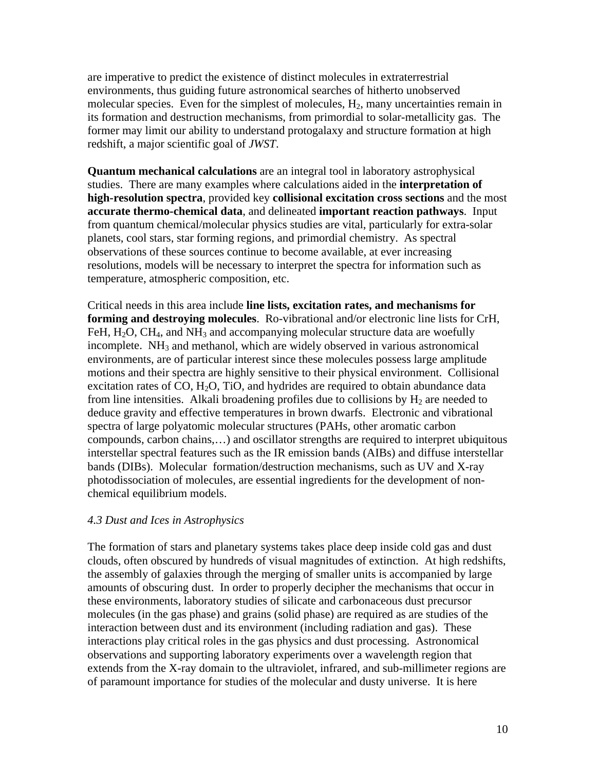are imperative to predict the existence of distinct molecules in extraterrestrial environments, thus guiding future astronomical searches of hitherto unobserved molecular species. Even for the simplest of molecules, $H_2$, many uncertainties remain in its formation and destruction mechanisms, from primordial to solar-metallicity gas. The former may limit our ability to understand protogalaxy and structure formation at high redshift, a major scientific goal of *JWST*.

**Quantum mechanical calculations** are an integral tool in laboratory astrophysical studies. There are many examples where calculations aided in the **interpretation of high-resolution spectra**, provided key **collisional excitation cross sections** and the most **accurate thermo-chemical data**, and delineated **important reaction pathways**. Input from quantum chemical/molecular physics studies are vital, particularly for extra-solar planets, cool stars, star forming regions, and primordial chemistry. As spectral observations of these sources continue to become available, at ever increasing resolutions, models will be necessary to interpret the spectra for information such as temperature, atmospheric composition, etc.

Critical needs in this area include **line lists, excitation rates, and mechanisms for forming and destroying molecules**. Ro-vibrational and/or electronic line lists for CrH, FeH, $H_2O$, $CH_4$, and $NH_3$ and accompanying molecular structure data are woefully incomplete. $NH_3$ and methanol, which are widely observed in various astronomical environments, are of particular interest since these molecules possess large amplitude motions and their spectra are highly sensitive to their physical environment. Collisional excitation rates of CO, $H_2O$, TiO, and hydrides are required to obtain abundance data from line intensities. Alkali broadening profiles due to collisions by $H_2$ are needed to deduce gravity and effective temperatures in brown dwarfs. Electronic and vibrational spectra of large polyatomic molecular structures (PAHs, other aromatic carbon compounds, carbon chains,…) and oscillator strengths are required to interpret ubiquitous interstellar spectral features such as the IR emission bands (AIBs) and diffuse interstellar bands (DIBs). Molecular formation/destruction mechanisms, such as UV and X-ray photodissociation of molecules, are essential ingredients for the development of non-chemical equilibrium models.

### *4.3 Dust and Ices in Astrophysics*

The formation of stars and planetary systems takes place deep inside cold gas and dust clouds, often obscured by hundreds of visual magnitudes of extinction. At high redshifts, the assembly of galaxies through the merging of smaller units is accompanied by large amounts of obscuring dust. In order to properly decipher the mechanisms that occur in these environments, laboratory studies of silicate and carbonaceous dust precursor molecules (in the gas phase) and grains (solid phase) are required as are studies of the interaction between dust and its environment (including radiation and gas). These interactions play critical roles in the gas physics and dust processing. Astronomical observations and supporting laboratory experiments over a wavelength region that extends from the X-ray domain to the ultraviolet, infrared, and sub-millimeter regions are of paramount importance for studies of the molecular and dusty universe. It is here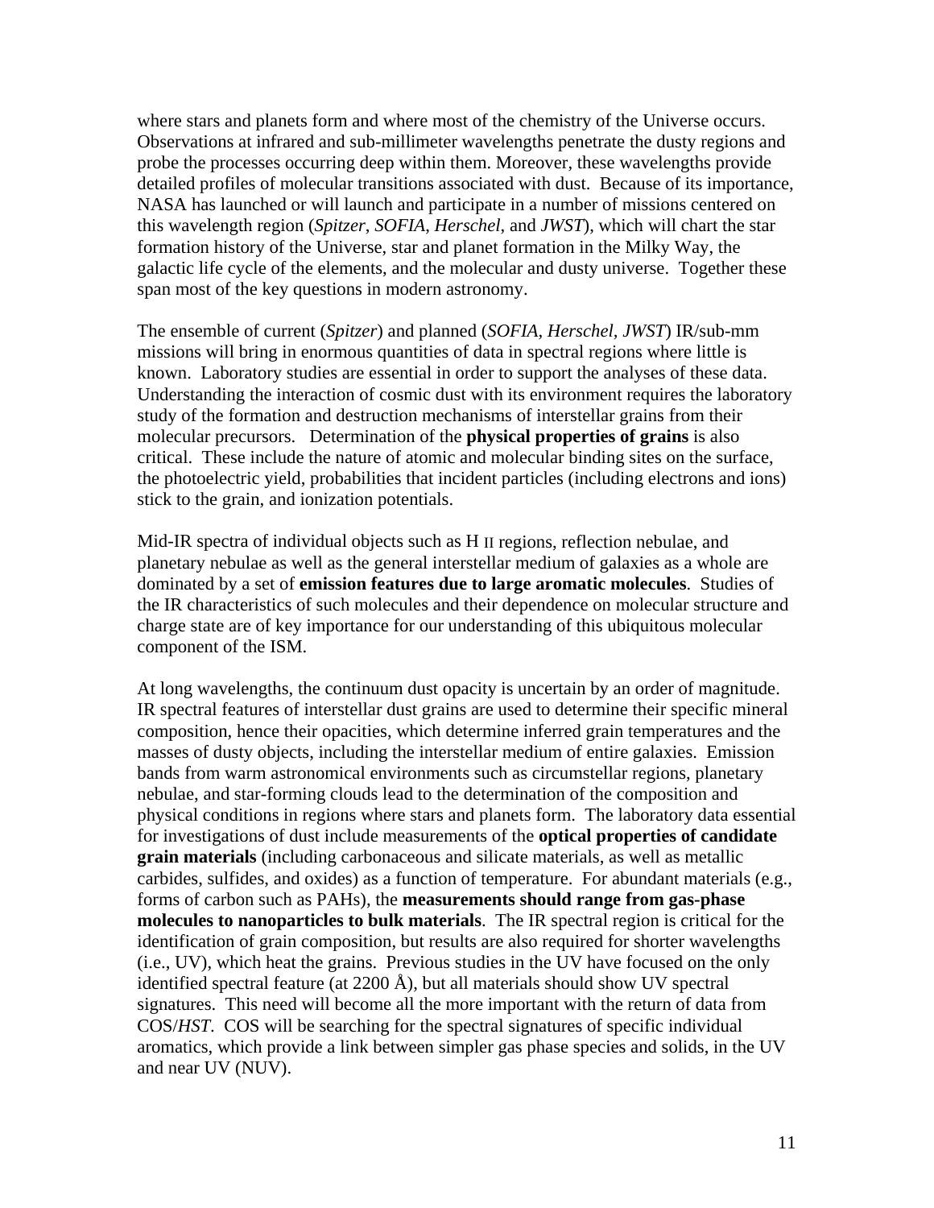where stars and planets form and where most of the chemistry of the Universe occurs. Observations at infrared and sub-millimeter wavelengths penetrate the dusty regions and probe the processes occurring deep within them. Moreover, these wavelengths provide detailed profiles of molecular transitions associated with dust. Because of its importance, NASA has launched or will launch and participate in a number of missions centered on this wavelength region (*Spitzer*, *SOFIA*, *Herschel*, and *JWST*), which will chart the star formation history of the Universe, star and planet formation in the Milky Way, the galactic life cycle of the elements, and the molecular and dusty universe. Together these span most of the key questions in modern astronomy.

The ensemble of current (*Spitzer*) and planned (*SOFIA, Herschel, JWST*) IR/sub-mm missions will bring in enormous quantities of data in spectral regions where little is known. Laboratory studies are essential in order to support the analyses of these data. Understanding the interaction of cosmic dust with its environment requires the laboratory study of the formation and destruction mechanisms of interstellar grains from their molecular precursors. Determination of the **physical properties of grains** is also critical. These include the nature of atomic and molecular binding sites on the surface, the photoelectric yield, probabilities that incident particles (including electrons and ions) stick to the grain, and ionization potentials.

Mid-IR spectra of individual objects such as H II regions, reflection nebulae, and planetary nebulae as well as the general interstellar medium of galaxies as a whole are dominated by a set of **emission features due to large aromatic molecules**. Studies of the IR characteristics of such molecules and their dependence on molecular structure and charge state are of key importance for our understanding of this ubiquitous molecular component of the ISM.

At long wavelengths, the continuum dust opacity is uncertain by an order of magnitude. IR spectral features of interstellar dust grains are used to determine their specific mineral composition, hence their opacities, which determine inferred grain temperatures and the masses of dusty objects, including the interstellar medium of entire galaxies. Emission bands from warm astronomical environments such as circumstellar regions, planetary nebulae, and star-forming clouds lead to the determination of the composition and physical conditions in regions where stars and planets form. The laboratory data essential for investigations of dust include measurements of the **optical properties of candidate grain materials** (including carbonaceous and silicate materials, as well as metallic carbides, sulfides, and oxides) as a function of temperature. For abundant materials (e.g., forms of carbon such as PAHs), the **measurements should range from gas-phase molecules to nanoparticles to bulk materials**. The IR spectral region is critical for the identification of grain composition, but results are also required for shorter wavelengths (i.e., UV), which heat the grains. Previous studies in the UV have focused on the only identified spectral feature (at 2200 Å), but all materials should show UV spectral signatures. This need will become all the more important with the return of data from COS/*HST*. COS will be searching for the spectral signatures of specific individual aromatics, which provide a link between simpler gas phase species and solids, in the UV and near UV (NUV).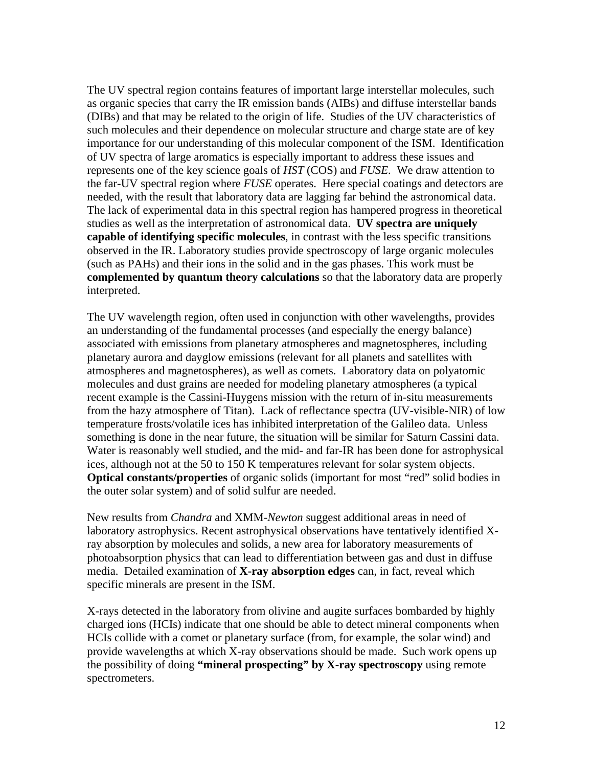The UV spectral region contains features of important large interstellar molecules, such as organic species that carry the IR emission bands (AIBs) and diffuse interstellar bands (DIBs) and that may be related to the origin of life. Studies of the UV characteristics of such molecules and their dependence on molecular structure and charge state are of key importance for our understanding of this molecular component of the ISM. Identification of UV spectra of large aromatics is especially important to address these issues and represents one of the key science goals of *HST* (COS) and *FUSE*. We draw attention to the far-UV spectral region where *FUSE* operates. Here special coatings and detectors are needed, with the result that laboratory data are lagging far behind the astronomical data. The lack of experimental data in this spectral region has hampered progress in theoretical studies as well as the interpretation of astronomical data. **UV spectra are uniquely capable of identifying specific molecules**, in contrast with the less specific transitions observed in the IR. Laboratory studies provide spectroscopy of large organic molecules (such as PAHs) and their ions in the solid and in the gas phases. This work must be **complemented by quantum theory calculations** so that the laboratory data are properly interpreted.

The UV wavelength region, often used in conjunction with other wavelengths, provides an understanding of the fundamental processes (and especially the energy balance) associated with emissions from planetary atmospheres and magnetospheres, including planetary aurora and dayglow emissions (relevant for all planets and satellites with atmospheres and magnetospheres), as well as comets. Laboratory data on polyatomic molecules and dust grains are needed for modeling planetary atmospheres (a typical recent example is the Cassini-Huygens mission with the return of in-situ measurements from the hazy atmosphere of Titan). Lack of reflectance spectra (UV-visible-NIR) of low temperature frosts/volatile ices has inhibited interpretation of the Galileo data. Unless something is done in the near future, the situation will be similar for Saturn Cassini data. Water is reasonably well studied, and the mid- and far-IR has been done for astrophysical ices, although not at the 50 to 150 K temperatures relevant for solar system objects. **Optical constants/properties** of organic solids (important for most "red" solid bodies in the outer solar system) and of solid sulfur are needed.

New results from *Chandra* and XMM-*Newton* suggest additional areas in need of laboratory astrophysics. Recent astrophysical observations have tentatively identified X-ray absorption by molecules and solids, a new area for laboratory measurements of photoabsorption physics that can lead to differentiation between gas and dust in diffuse media. Detailed examination of **X-ray absorption edges** can, in fact, reveal which specific minerals are present in the ISM.

X-rays detected in the laboratory from olivine and augite surfaces bombarded by highly charged ions (HCIs) indicate that one should be able to detect mineral components when HCIs collide with a comet or planetary surface (from, for example, the solar wind) and provide wavelengths at which X-ray observations should be made. Such work opens up the possibility of doing **"mineral prospecting" by X-ray spectroscopy** using remote spectrometers.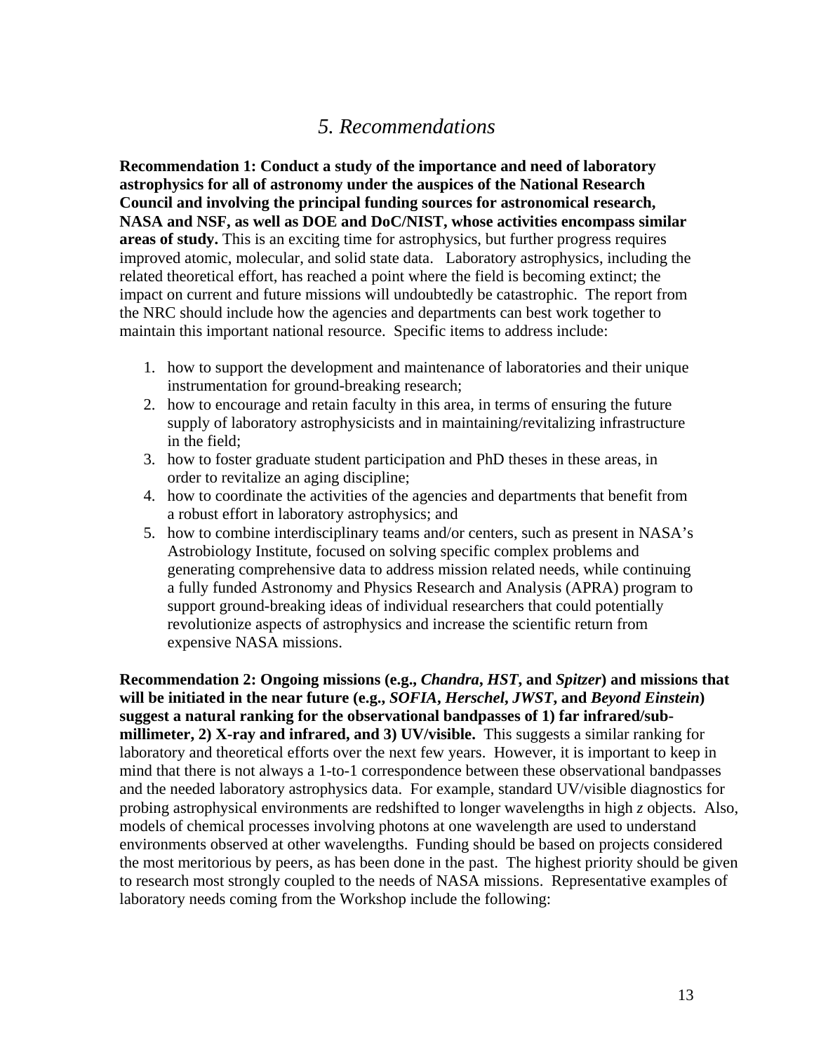# *5. Recommendations*

**Recommendation 1: Conduct a study of the importance and need of laboratory astrophysics for all of astronomy under the auspices of the National Research Council and involving the principal funding sources for astronomical research, NASA and NSF, as well as DOE and DoC/NIST, whose activities encompass similar areas of study.** This is an exciting time for astrophysics, but further progress requires improved atomic, molecular, and solid state data. Laboratory astrophysics, including the related theoretical effort, has reached a point where the field is becoming extinct; the impact on current and future missions will undoubtedly be catastrophic. The report from the NRC should include how the agencies and departments can best work together to maintain this important national resource. Specific items to address include:

1. how to support the development and maintenance of laboratories and their unique instrumentation for ground-breaking research;
2. how to encourage and retain faculty in this area, in terms of ensuring the future supply of laboratory astrophysicists and in maintaining/revitalizing infrastructure in the field;
3. how to foster graduate student participation and PhD theses in these areas, in order to revitalize an aging discipline;
4. how to coordinate the activities of the agencies and departments that benefit from a robust effort in laboratory astrophysics; and
5. how to combine interdisciplinary teams and/or centers, such as present in NASA's Astrobiology Institute, focused on solving specific complex problems and generating comprehensive data to address mission related needs, while continuing a fully funded Astronomy and Physics Research and Analysis (APRA) program to support ground-breaking ideas of individual researchers that could potentially revolutionize aspects of astrophysics and increase the scientific return from expensive NASA missions.

**Recommendation 2: Ongoing missions (e.g., *Chandra*, *HST*, and *Spitzer*) and missions that will be initiated in the near future (e.g., *SOFIA*, *Herschel*, *JWST*, and *Beyond Einstein*) suggest a natural ranking for the observational bandpasses of 1) far infrared/sub-millimeter, 2) X-ray and infrared, and 3) UV/visible.** This suggests a similar ranking for laboratory and theoretical efforts over the next few years. However, it is important to keep in mind that there is not always a 1-to-1 correspondence between these observational bandpasses and the needed laboratory astrophysics data. For example, standard UV/visible diagnostics for probing astrophysical environments are redshifted to longer wavelengths in high *z* objects. Also, models of chemical processes involving photons at one wavelength are used to understand environments observed at other wavelengths. Funding should be based on projects considered the most meritorious by peers, as has been done in the past. The highest priority should be given to research most strongly coupled to the needs of NASA missions. Representative examples of laboratory needs coming from the Workshop include the following: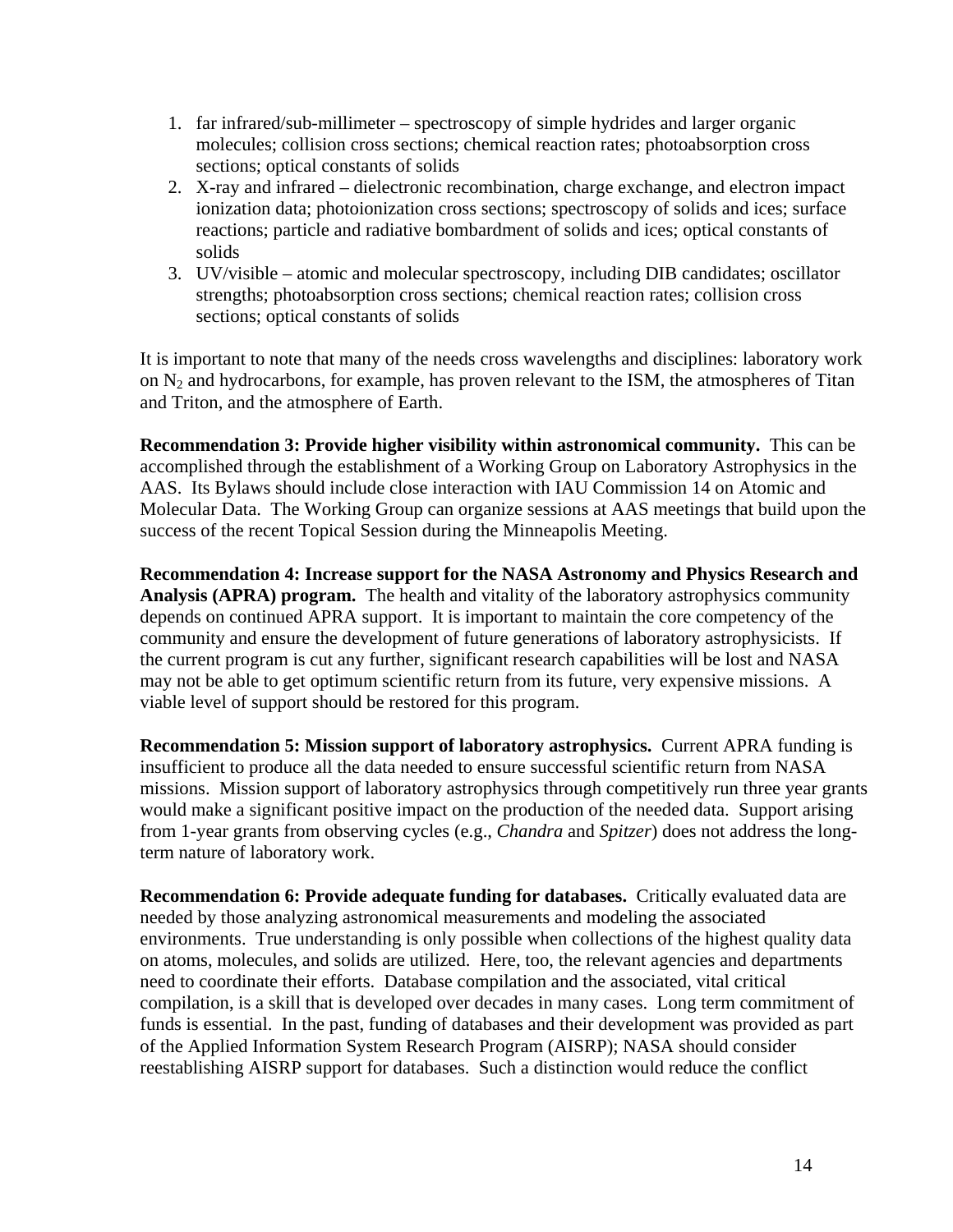1. far infrared/sub-millimeter – spectroscopy of simple hydrides and larger organic molecules; collision cross sections; chemical reaction rates; photoabsorption cross sections; optical constants of solids
2. X-ray and infrared – dielectronic recombination, charge exchange, and electron impact ionization data; photoionization cross sections; spectroscopy of solids and ices; surface reactions; particle and radiative bombardment of solids and ices; optical constants of solids
3. UV/visible – atomic and molecular spectroscopy, including DIB candidates; oscillator strengths; photoabsorption cross sections; chemical reaction rates; collision cross sections; optical constants of solids

It is important to note that many of the needs cross wavelengths and disciplines: laboratory work on $N_2$ and hydrocarbons, for example, has proven relevant to the ISM, the atmospheres of Titan and Triton, and the atmosphere of Earth.

**Recommendation 3: Provide higher visibility within astronomical community.** This can be accomplished through the establishment of a Working Group on Laboratory Astrophysics in the AAS. Its Bylaws should include close interaction with IAU Commission 14 on Atomic and Molecular Data. The Working Group can organize sessions at AAS meetings that build upon the success of the recent Topical Session during the Minneapolis Meeting.

**Recommendation 4: Increase support for the NASA Astronomy and Physics Research and Analysis (APRA) program.** The health and vitality of the laboratory astrophysics community depends on continued APRA support. It is important to maintain the core competency of the community and ensure the development of future generations of laboratory astrophysicists. If the current program is cut any further, significant research capabilities will be lost and NASA may not be able to get optimum scientific return from its future, very expensive missions. A viable level of support should be restored for this program.

**Recommendation 5: Mission support of laboratory astrophysics.** Current APRA funding is insufficient to produce all the data needed to ensure successful scientific return from NASA missions. Mission support of laboratory astrophysics through competitively run three year grants would make a significant positive impact on the production of the needed data. Support arising from 1-year grants from observing cycles (e.g., *Chandra* and *Spitzer*) does not address the long-term nature of laboratory work.

**Recommendation 6: Provide adequate funding for databases.** Critically evaluated data are needed by those analyzing astronomical measurements and modeling the associated environments. True understanding is only possible when collections of the highest quality data on atoms, molecules, and solids are utilized. Here, too, the relevant agencies and departments need to coordinate their efforts. Database compilation and the associated, vital critical compilation, is a skill that is developed over decades in many cases. Long term commitment of funds is essential. In the past, funding of databases and their development was provided as part of the Applied Information System Research Program (AISRP); NASA should consider reestablishing AISRP support for databases. Such a distinction would reduce the conflict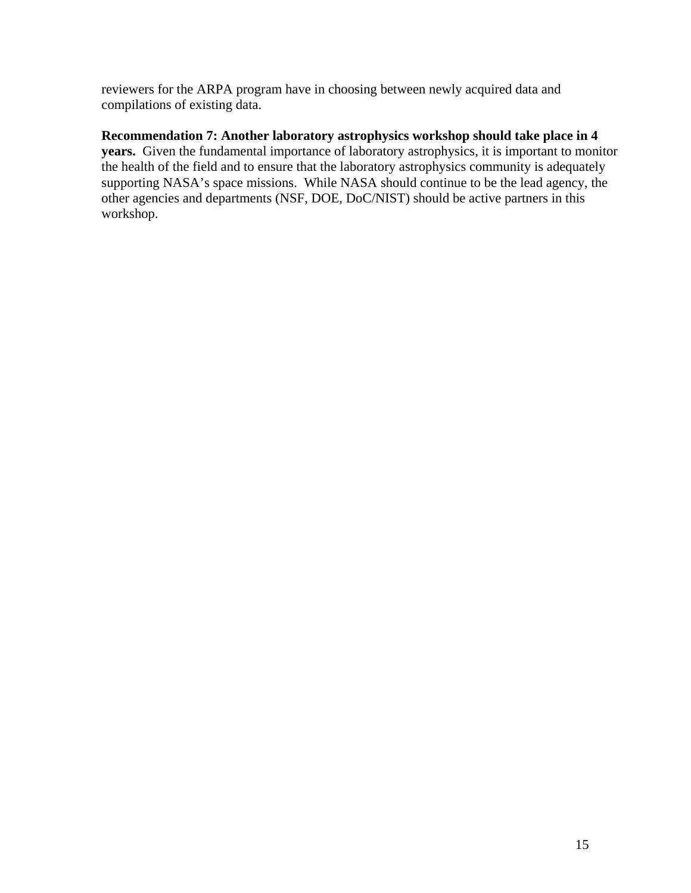reviewers for the ARPA program have in choosing between newly acquired data and compilations of existing data.

**Recommendation 7: Another laboratory astrophysics workshop should take place in 4 years.** Given the fundamental importance of laboratory astrophysics, it is important to monitor the health of the field and to ensure that the laboratory astrophysics community is adequately supporting NASA's space missions. While NASA should continue to be the lead agency, the other agencies and departments (NSF, DOE, DoC/NIST) should be active partners in this workshop.